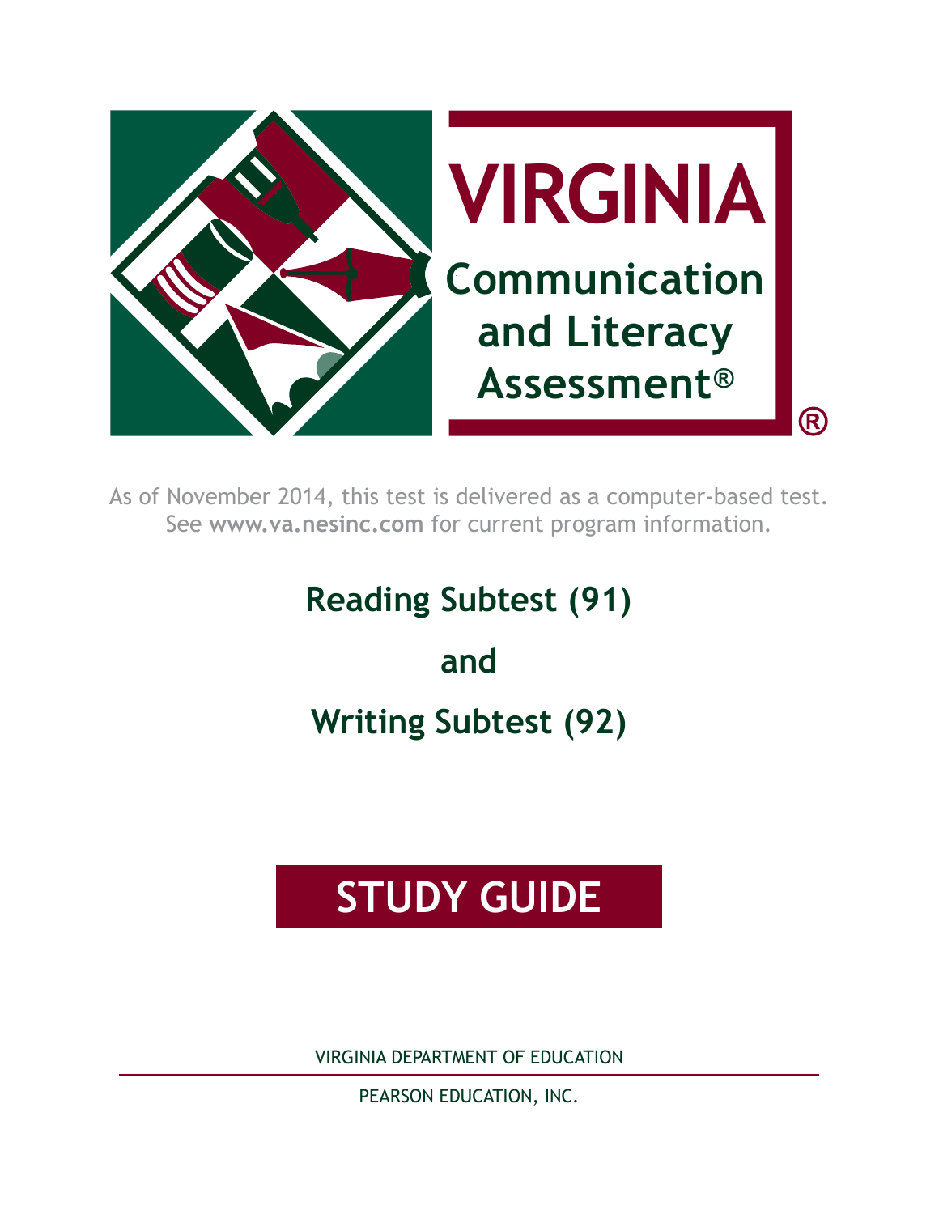# VIRGINIA

## Communication and Literacy Assessment®

As of November 2014, this test is delivered as a computer-based test. See **www.va.nesinc.com** for current program information.

## Reading Subtest (91)

## and

## Writing Subtest (92)

# STUDY GUIDE

VIRGINIA DEPARTMENT OF EDUCATION

PEARSON EDUCATION, INC.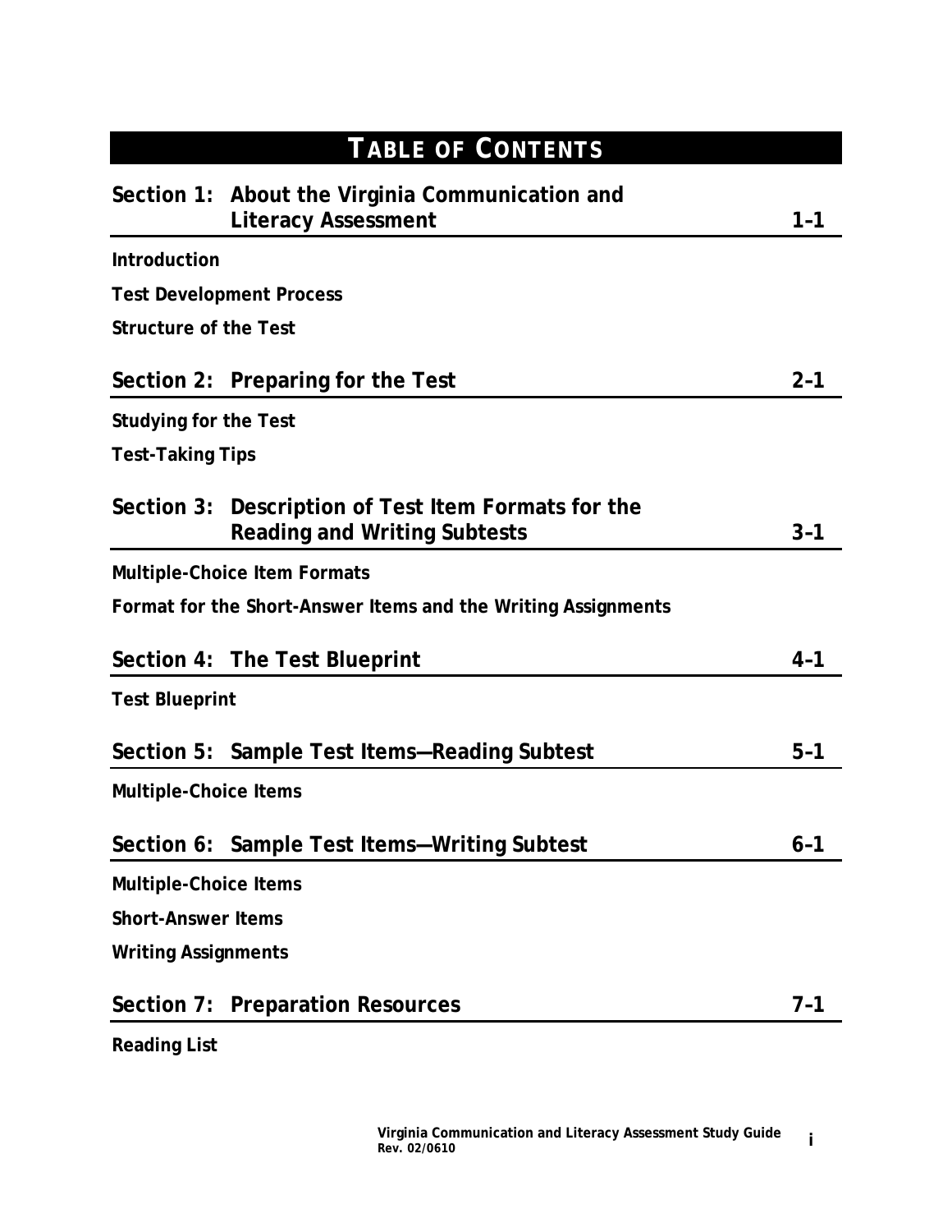# TABLE OF CONTENTS

## Section 1: About the Virginia Communication and Literacy Assessment 1–1

**Introduction**

**Test Development Process**

**Structure of the Test**

## Section 2: Preparing for the Test 2–1

**Studying for the Test**

**Test-Taking Tips**

## Section 3: Description of Test Item Formats for the Reading and Writing Subtests 3–1

**Multiple-Choice Item Formats**

**Format for the Short-Answer Items and the Writing Assignments**

## Section 4: The Test Blueprint 4–1

**Test Blueprint**

## Section 5: Sample Test Items—Reading Subtest 5–1

**Multiple-Choice Items**

## Section 6: Sample Test Items—Writing Subtest 6–1

**Multiple-Choice Items**

**Short-Answer Items**

**Writing Assignments**

## Section 7: Preparation Resources 7–1

**Reading List**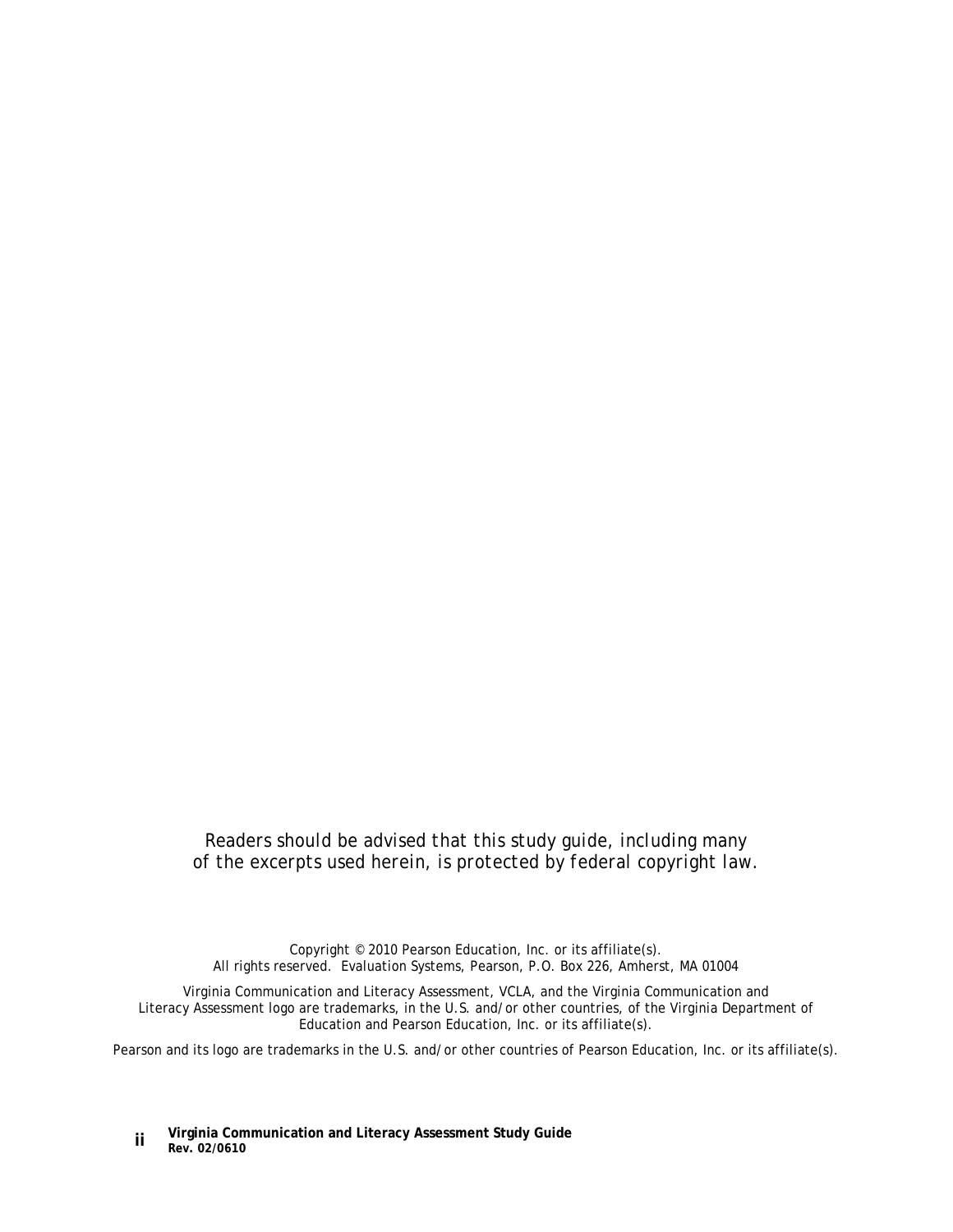*Readers should be advised that this study guide, including many of the excerpts used herein, is protected by federal copyright law.*

Copyright © 2010 Pearson Education, Inc. or its affiliate(s).
All rights reserved. Evaluation Systems, Pearson, P.O. Box 226, Amherst, MA 01004

Virginia Communication and Literacy Assessment, VCLA, and the Virginia Communication and Literacy Assessment logo are trademarks, in the U.S. and/or other countries, of the Virginia Department of Education and Pearson Education, Inc. or its affiliate(s).

Pearson and its logo are trademarks in the U.S. and/or other countries of Pearson Education, Inc. or its affiliate(s).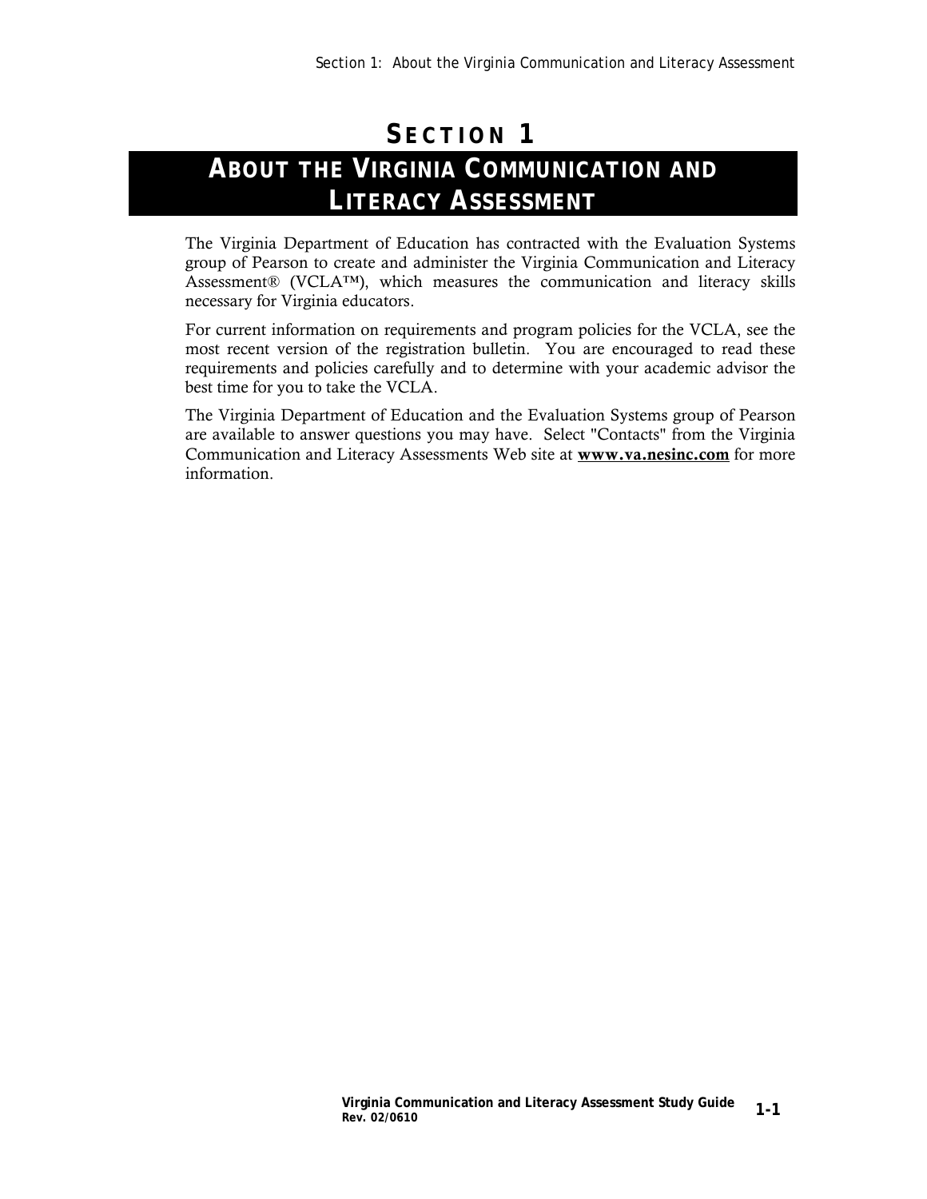# SECTION 1

## ABOUT THE VIRGINIA COMMUNICATION AND LITERACY ASSESSMENT

The Virginia Department of Education has contracted with the Evaluation Systems group of Pearson to create and administer the Virginia Communication and Literacy Assessment® (VCLA™), which measures the communication and literacy skills necessary for Virginia educators.

For current information on requirements and program policies for the VCLA, see the most recent version of the registration bulletin. You are encouraged to read these requirements and policies carefully and to determine with your academic advisor the best time for you to take the VCLA.

The Virginia Department of Education and the Evaluation Systems group of Pearson are available to answer questions you may have. Select "Contacts" from the Virginia Communication and Literacy Assessments Web site at **www.va.nesinc.com** for more information.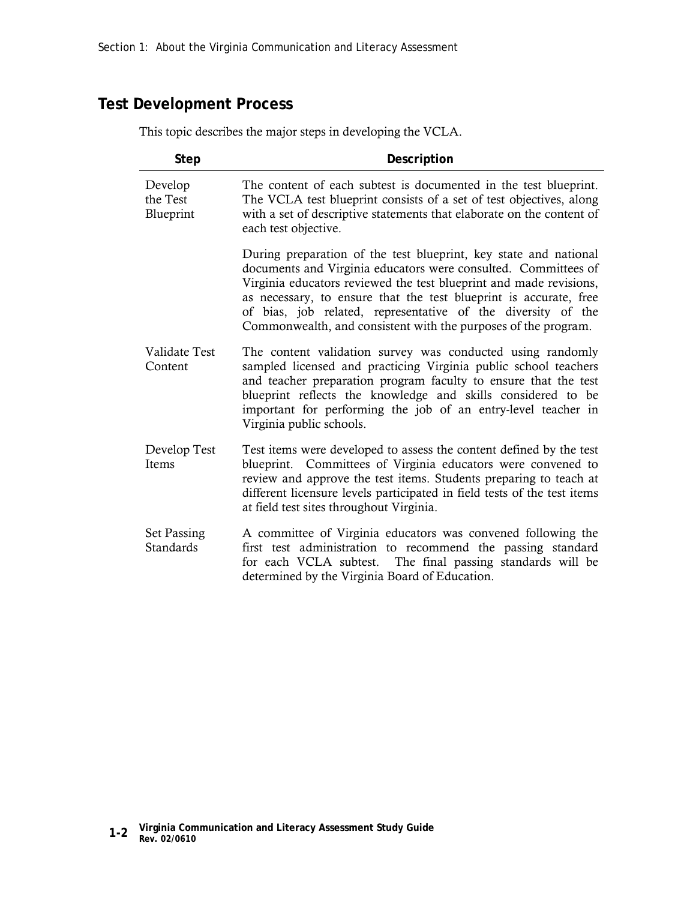## Test Development Process

This topic describes the major steps in developing the VCLA.

| Step | Description |
|---|---|
| Develop the Test Blueprint | The content of each subtest is documented in the test blueprint. The VCLA test blueprint consists of a set of test objectives, along with a set of descriptive statements that elaborate on the content of each test objective.<br><br>During preparation of the test blueprint, key state and national documents and Virginia educators were consulted. Committees of Virginia educators reviewed the test blueprint and made revisions, as necessary, to ensure that the test blueprint is accurate, free of bias, job related, representative of the diversity of the Commonwealth, and consistent with the purposes of the program. |
| Validate Test Content | The content validation survey was conducted using randomly sampled licensed and practicing Virginia public school teachers and teacher preparation program faculty to ensure that the test blueprint reflects the knowledge and skills considered to be important for performing the job of an entry-level teacher in Virginia public schools. |
| Develop Test Items | Test items were developed to assess the content defined by the test blueprint. Committees of Virginia educators were convened to review and approve the test items. Students preparing to teach at different licensure levels participated in field tests of the test items at field test sites throughout Virginia. |
| Set Passing Standards | A committee of Virginia educators was convened following the first test administration to recommend the passing standard for each VCLA subtest. The final passing standards will be determined by the Virginia Board of Education. |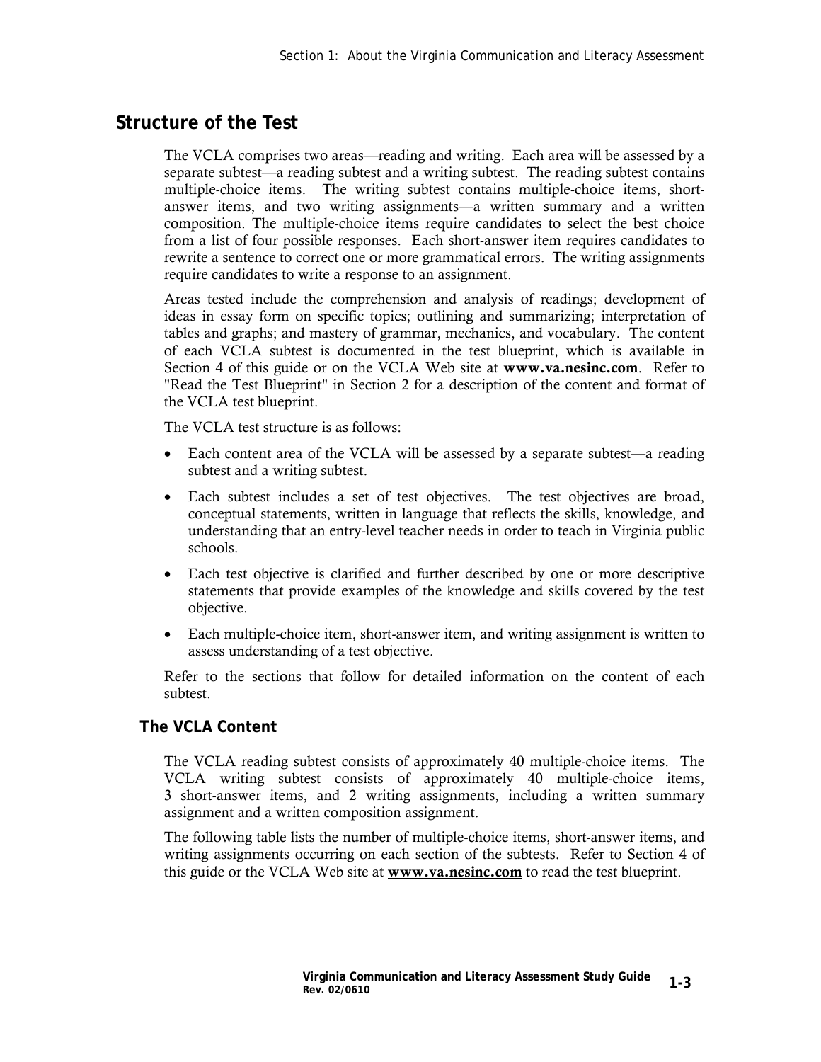## Structure of the Test

The VCLA comprises two areas—reading and writing. Each area will be assessed by a separate subtest—a reading subtest and a writing subtest. The reading subtest contains multiple-choice items. The writing subtest contains multiple-choice items, short-answer items, and two writing assignments—a written summary and a written composition. The multiple-choice items require candidates to select the best choice from a list of four possible responses. Each short-answer item requires candidates to rewrite a sentence to correct one or more grammatical errors. The writing assignments require candidates to write a response to an assignment.

Areas tested include the comprehension and analysis of readings; development of ideas in essay form on specific topics; outlining and summarizing; interpretation of tables and graphs; and mastery of grammar, mechanics, and vocabulary. The content of each VCLA subtest is documented in the test blueprint, which is available in Section 4 of this guide or on the VCLA Web site at **www.va.nesinc.com**. Refer to "Read the Test Blueprint" in Section 2 for a description of the content and format of the VCLA test blueprint.

The VCLA test structure is as follows:

- Each content area of the VCLA will be assessed by a separate subtest—a reading subtest and a writing subtest.
- Each subtest includes a set of test objectives. The test objectives are broad, conceptual statements, written in language that reflects the skills, knowledge, and understanding that an entry-level teacher needs in order to teach in Virginia public schools.
- Each test objective is clarified and further described by one or more descriptive statements that provide examples of the knowledge and skills covered by the test objective.
- Each multiple-choice item, short-answer item, and writing assignment is written to assess understanding of a test objective.

Refer to the sections that follow for detailed information on the content of each subtest.

### The VCLA Content

The VCLA reading subtest consists of approximately 40 multiple-choice items. The VCLA writing subtest consists of approximately 40 multiple-choice items, 3 short-answer items, and 2 writing assignments, including a written summary assignment and a written composition assignment.

The following table lists the number of multiple-choice items, short-answer items, and writing assignments occurring on each section of the subtests. Refer to Section 4 of this guide or the VCLA Web site at **www.va.nesinc.com** to read the test blueprint.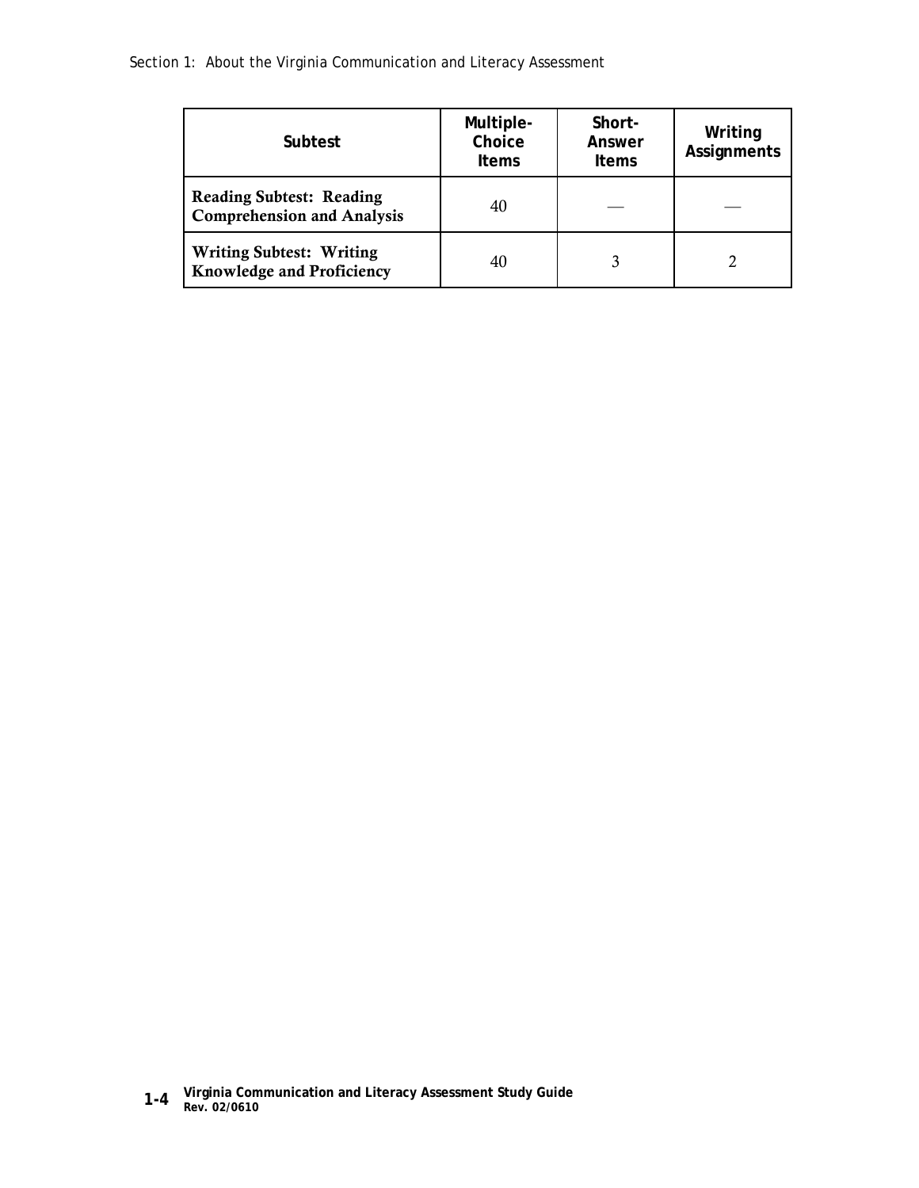| Subtest | Multiple-Choice Items | Short-Answer Items | Writing Assignments |
| --- | --- | --- | --- |
| **Reading Subtest: Reading Comprehension and Analysis** | 40 | — | — |
| **Writing Subtest: Writing Knowledge and Proficiency** | 40 | 3 | 2 |